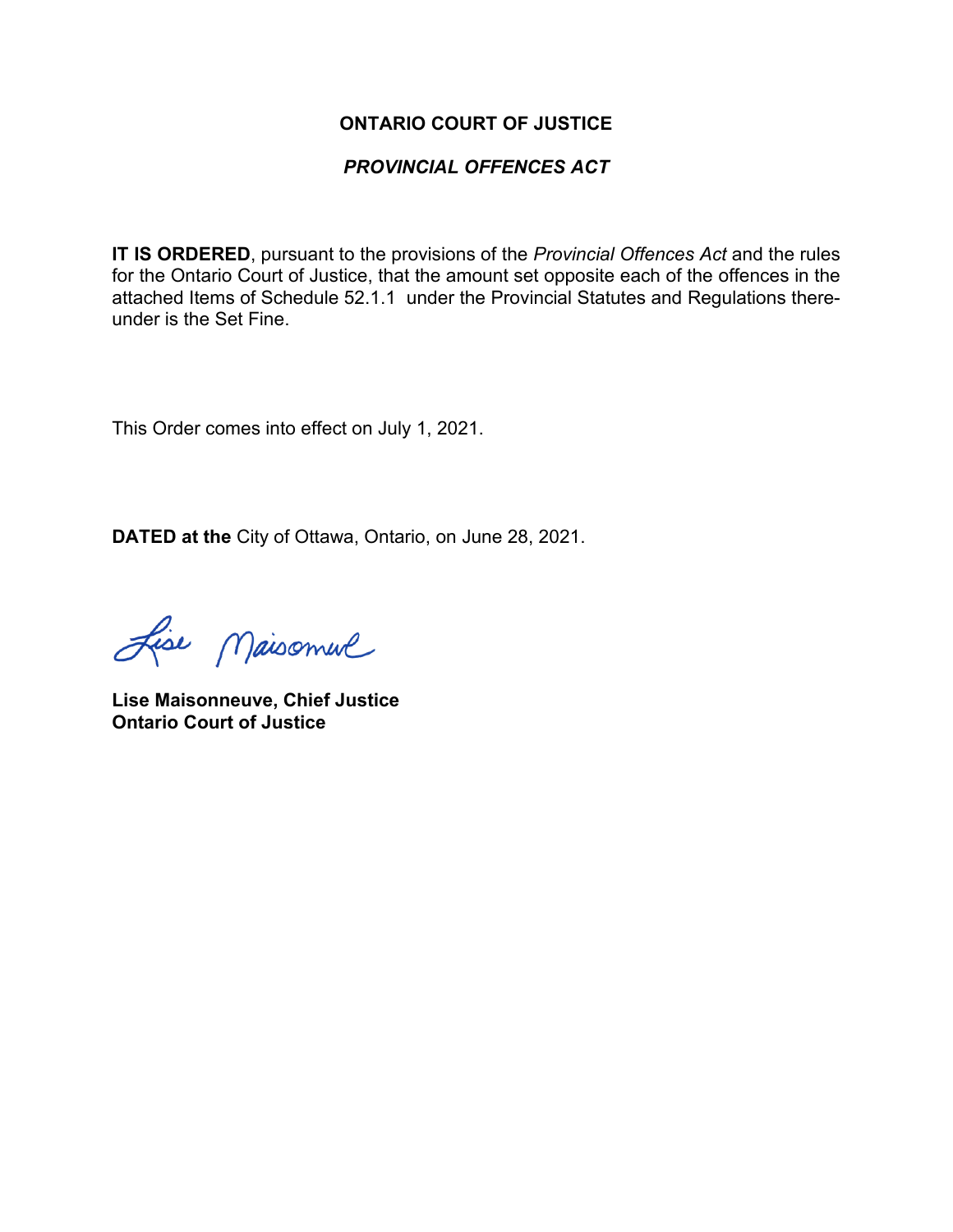**ONTARIO COURT OF JUSTICE**

***PROVINCIAL OFFENCES ACT***

**IT IS ORDERED**, pursuant to the provisions of the *Provincial Offences Act* and the rules for the Ontario Court of Justice, that the amount set opposite each of the offences in the attached Items of Schedule 52.1.1 under the Provincial Statutes and Regulations thereunder is the Set Fine.

This Order comes into effect on July 1, 2021.

**DATED at the** City of Ottawa, Ontario, on June 28, 2021.

Lise Maisonneuve

**Lise Maisonneuve, Chief Justice**
**Ontario Court of Justice**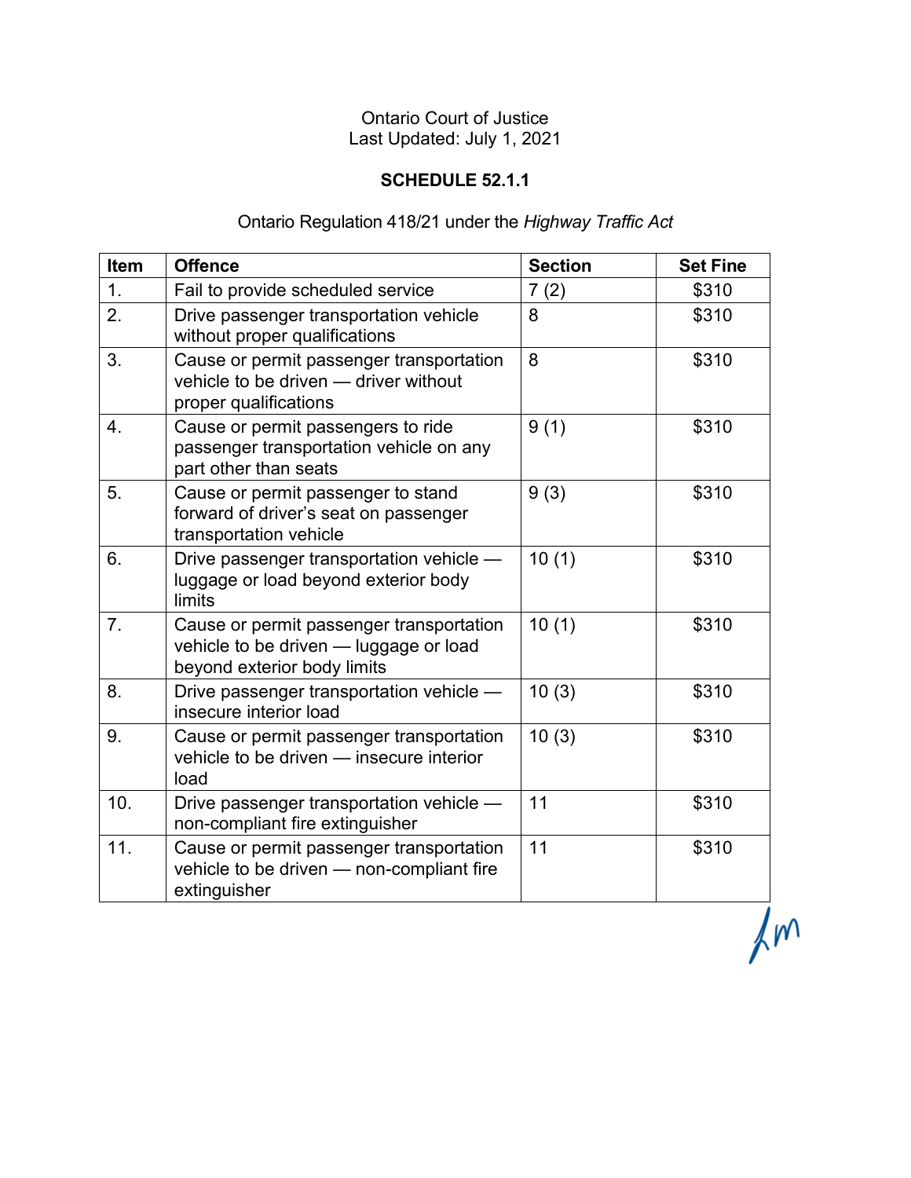Ontario Court of Justice
Last Updated: July 1, 2021

**SCHEDULE 52.1.1**

Ontario Regulation 418/21 under the *Highway Traffic Act*

| Item | Offence | Section | Set Fine |
|---|---|---|---|
| 1. | Fail to provide scheduled service | 7 (2) | $310 |
| 2. | Drive passenger transportation vehicle without proper qualifications | 8 | $310 |
| 3. | Cause or permit passenger transportation vehicle to be driven — driver without proper qualifications | 8 | $310 |
| 4. | Cause or permit passengers to ride passenger transportation vehicle on any part other than seats | 9 (1) | $310 |
| 5. | Cause or permit passenger to stand forward of driver's seat on passenger transportation vehicle | 9 (3) | $310 |
| 6. | Drive passenger transportation vehicle — luggage or load beyond exterior body limits | 10 (1) | $310 |
| 7. | Cause or permit passenger transportation vehicle to be driven — luggage or load beyond exterior body limits | 10 (1) | $310 |
| 8. | Drive passenger transportation vehicle — insecure interior load | 10 (3) | $310 |
| 9. | Cause or permit passenger transportation vehicle to be driven — insecure interior load | 10 (3) | $310 |
| 10. | Drive passenger transportation vehicle — non-compliant fire extinguisher | 11 | $310 |
| 11. | Cause or permit passenger transportation vehicle to be driven — non-compliant fire extinguisher | 11 | $310 |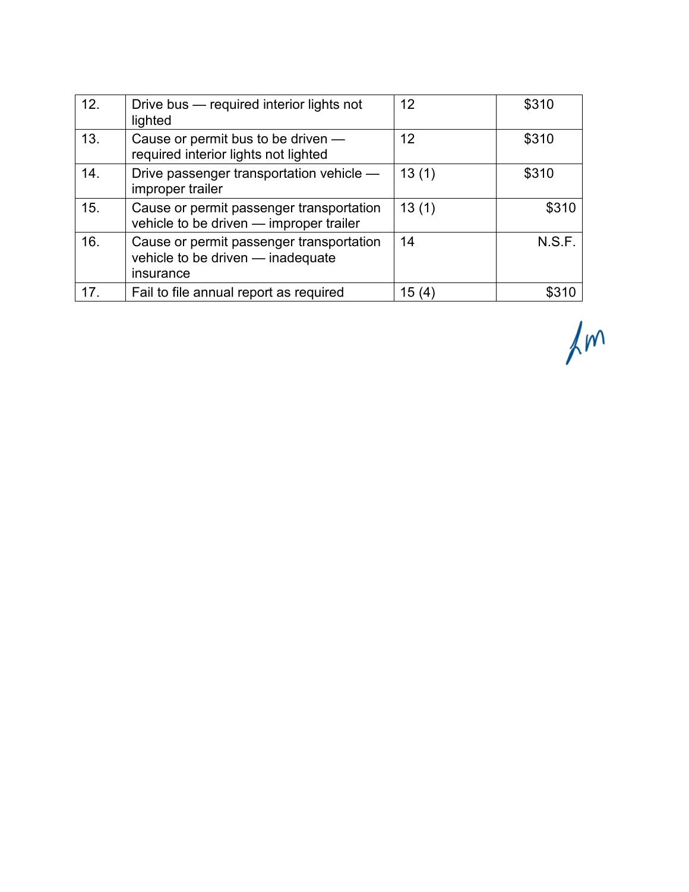| | | | |
|---|---|---|---|
| 12. | Drive bus — required interior lights not lighted | 12 | $310 |
| 13. | Cause or permit bus to be driven — required interior lights not lighted | 12 | $310 |
| 14. | Drive passenger transportation vehicle — improper trailer | 13 (1) | $310 |
| 15. | Cause or permit passenger transportation vehicle to be driven — improper trailer | 13 (1) | $310 |
| 16. | Cause or permit passenger transportation vehicle to be driven — inadequate insurance | 14 | N.S.F. |
| 17. | Fail to file annual report as required | 15 (4) | $310 |